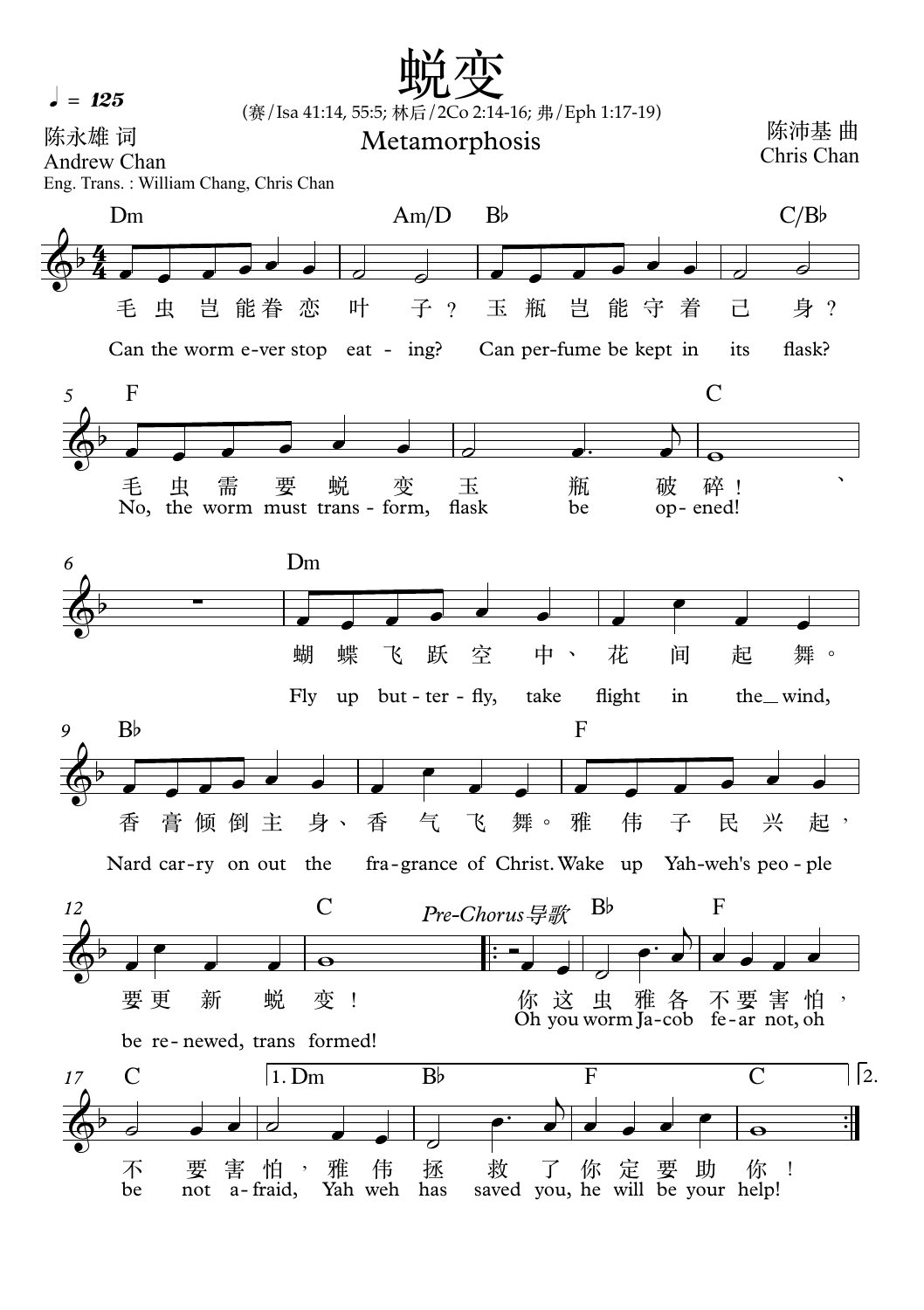# 蜕变

## Metamorphosis

(赛/Isa 41:14, 55:5; 林后/2Co 2:14-16; 弗/Eph 1:17-19)

♩ = 125

陈永雄 词
Andrew Chan
Eng. Trans. : William Chang, Chris Chan

陈沛基 曲
Chris Chan

Dm　Am/D　B♭　C/B♭

毛虫岂能眷恋叶子？玉瓶岂能守着己身？

Can the worm e-ver stop eat - ing? Can per-fume be kept in its flask?

F　C

毛虫需要蜕变玉瓶破碎！

No, the worm must trans - form, flask be op- ened!

Dm

蝴蝶飞跃空中、花间起舞。

Fly up but - ter - fly, take flight in the_ wind,

B♭　F

香膏倾倒主身、香气飞舞。雅伟子民兴起，

Nard car-ry on out the fra-grance of Christ. Wake up Yah-weh's peo - ple

C

要更新蜕变！

be re- newed, trans formed!

*Pre-Chorus导歌*

B♭　F

你这虫雅各不要害怕，

Oh you worm Ja-cob fe-ar not, oh

C　1. Dm　B♭　F　C　2.

不要害怕，雅伟拯救了你定要助你！

be not a-fraid, Yah weh has saved you, he will be your help!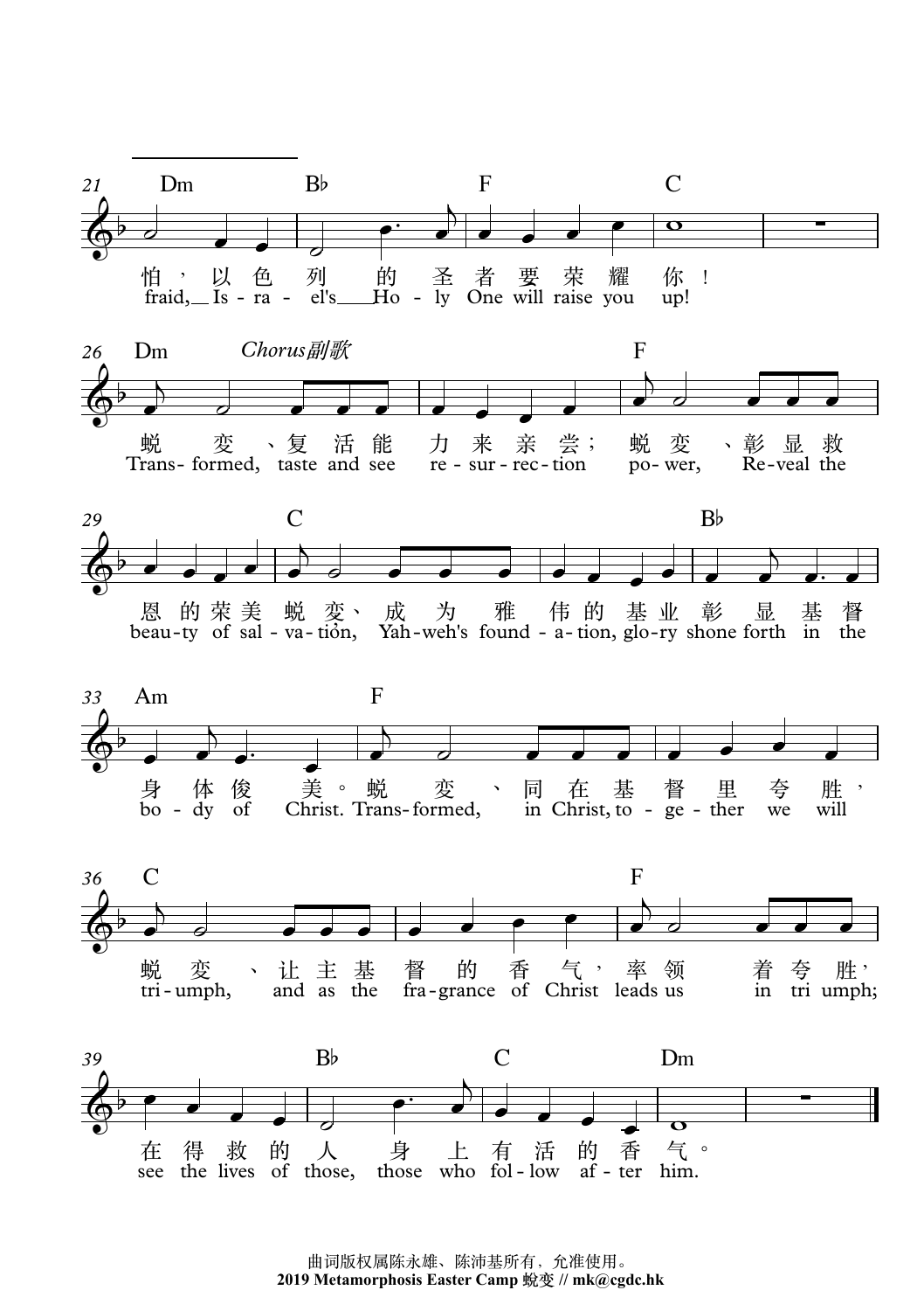21 Dm B♭ F C

怕，以色列的圣者要荣耀你！

fraid, Is-ra-el's Ho-ly One will raise you up!

26 Dm *Chorus副歌* F

蜕变、复活能力来亲尝；蜕变、彰显救

Trans-formed, taste and see re-sur-rec-tion po-wer, Re-veal the

29 C B♭

恩的荣美蜕变、成为雅伟的基业彰显基督

beau-ty of sal-va-tion, Yah-weh's found-a-tion, glo-ry shone forth in the

33 Am F

身体俊美。蜕变、同在基督里夸胜，

bo-dy of Christ. Trans-formed, in Christ, to-ge-ther we will

36 C F

蜕变、让主基督的香气，率领着夸胜，

tri-umph, and as the fra-grance of Christ leads us in tri umph;

39 B♭ C Dm

在得救的人身上有活的香气。

see the lives of those, those who fol-low af-ter him.

曲词版权属陈永雄、陈沛基所有，允准使用。

**2019 Metamorphosis Easter Camp 蜕变 // mk@cgdc.hk**